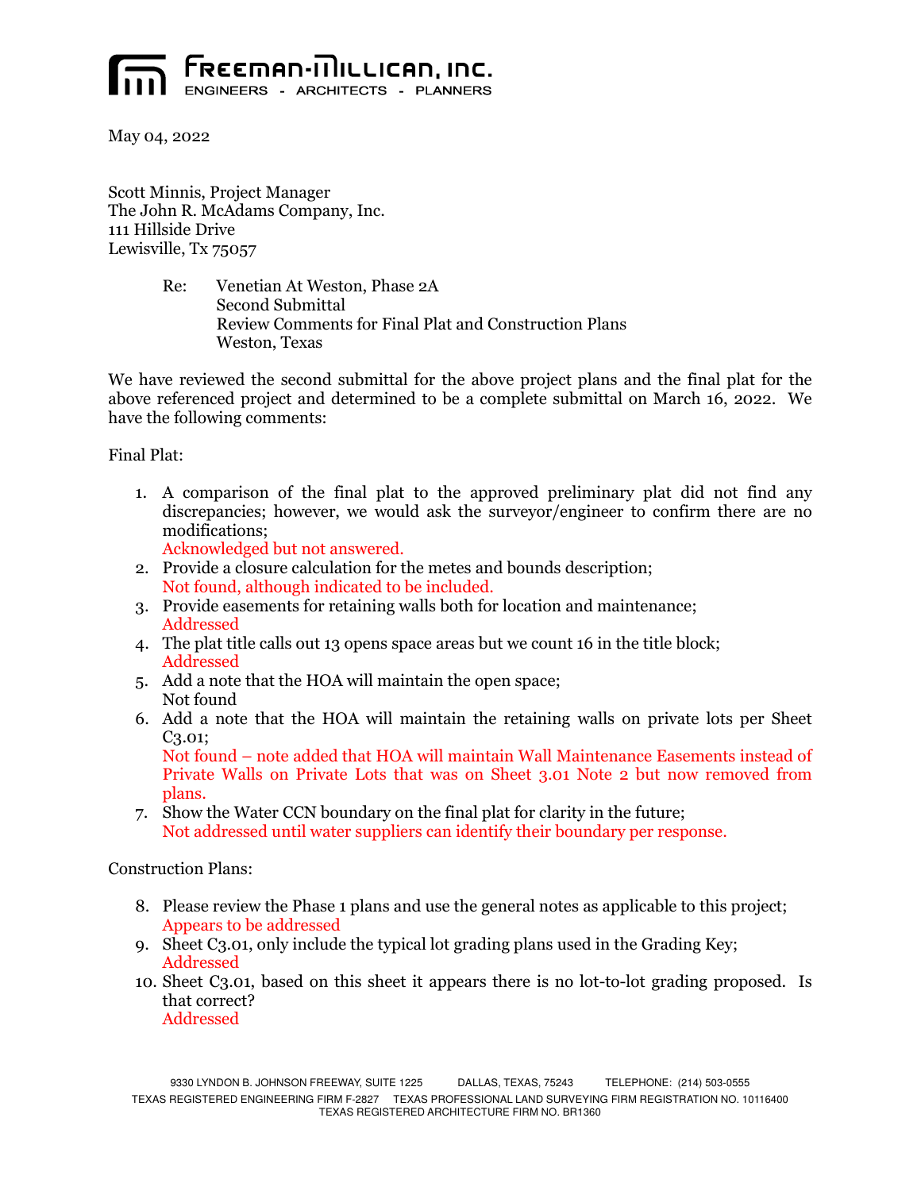**FREEMAN-MILLICAN, INC.**
ENGINEERS - ARCHITECTS - PLANNERS

May 04, 2022

Scott Minnis, Project Manager
The John R. McAdams Company, Inc.
111 Hillside Drive
Lewisville, Tx 75057

Re: Venetian At Weston, Phase 2A
Second Submittal
Review Comments for Final Plat and Construction Plans
Weston, Texas

We have reviewed the second submittal for the above project plans and the final plat for the above referenced project and determined to be a complete submittal on March 16, 2022. We have the following comments:

Final Plat:

1. A comparison of the final plat to the approved preliminary plat did not find any discrepancies; however, we would ask the surveyor/engineer to confirm there are no modifications;
   Acknowledged but not answered.
2. Provide a closure calculation for the metes and bounds description;
   Not found, although indicated to be included.
3. Provide easements for retaining walls both for location and maintenance;
   Addressed
4. The plat title calls out 13 opens space areas but we count 16 in the title block;
   Addressed
5. Add a note that the HOA will maintain the open space;
   Not found
6. Add a note that the HOA will maintain the retaining walls on private lots per Sheet C3.01;
   Not found – note added that HOA will maintain Wall Maintenance Easements instead of Private Walls on Private Lots that was on Sheet 3.01 Note 2 but now removed from plans.
7. Show the Water CCN boundary on the final plat for clarity in the future;
   Not addressed until water suppliers can identify their boundary per response.

Construction Plans:

8. Please review the Phase 1 plans and use the general notes as applicable to this project;
   Appears to be addressed
9. Sheet C3.01, only include the typical lot grading plans used in the Grading Key;
   Addressed
10. Sheet C3.01, based on this sheet it appears there is no lot-to-lot grading proposed. Is that correct?
    Addressed

9330 LYNDON B. JOHNSON FREEWAY, SUITE 1225 DALLAS, TEXAS, 75243 TELEPHONE: (214) 503-0555
TEXAS REGISTERED ENGINEERING FIRM F-2827 TEXAS PROFESSIONAL LAND SURVEYING FIRM REGISTRATION NO. 10116400
TEXAS REGISTERED ARCHITECTURE FIRM NO. BR1360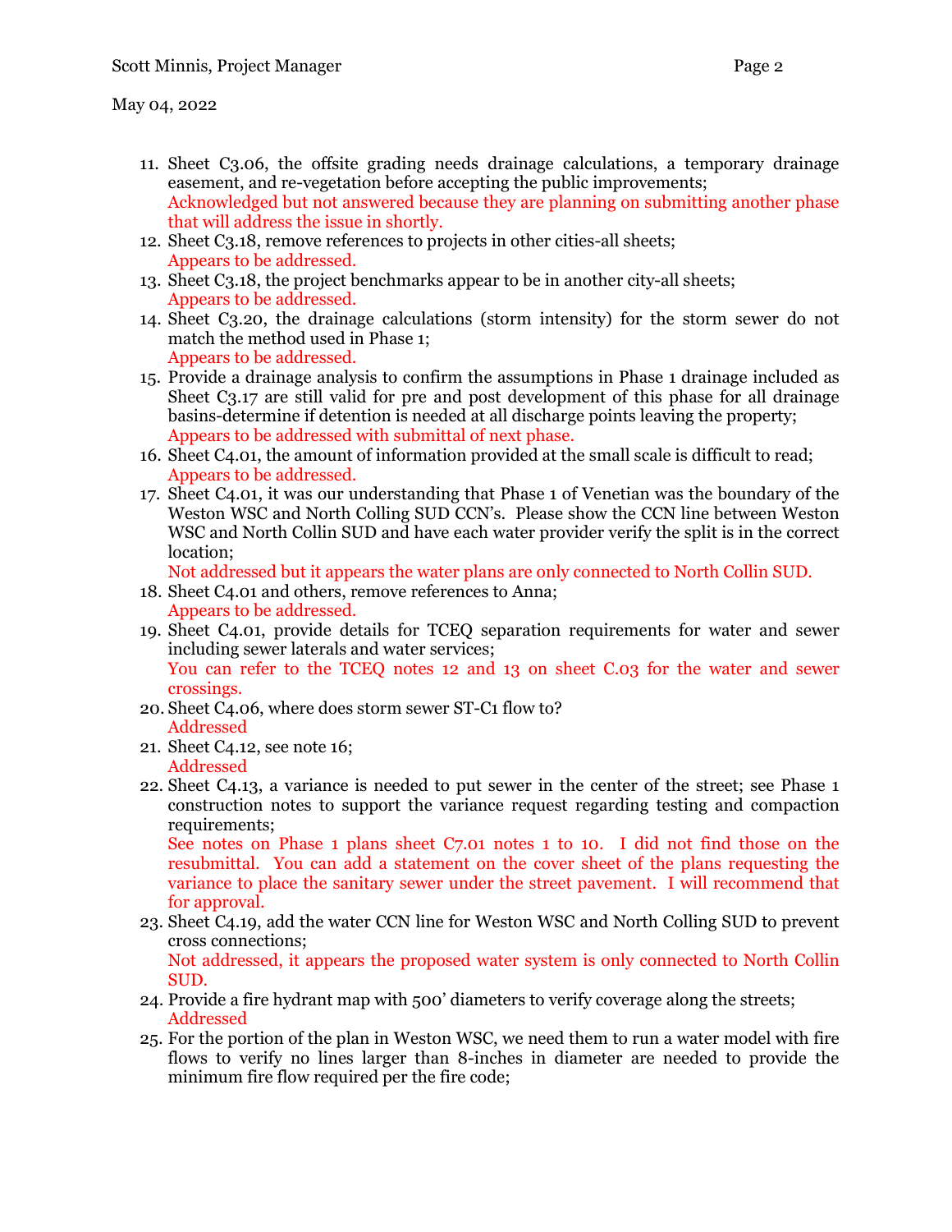11. Sheet C3.06, the offsite grading needs drainage calculations, a temporary drainage easement, and re-vegetation before accepting the public improvements;
    Acknowledged but not answered because they are planning on submitting another phase that will address the issue in shortly.
12. Sheet C3.18, remove references to projects in other cities-all sheets;
    Appears to be addressed.
13. Sheet C3.18, the project benchmarks appear to be in another city-all sheets;
    Appears to be addressed.
14. Sheet C3.20, the drainage calculations (storm intensity) for the storm sewer do not match the method used in Phase 1;
    Appears to be addressed.
15. Provide a drainage analysis to confirm the assumptions in Phase 1 drainage included as Sheet C3.17 are still valid for pre and post development of this phase for all drainage basins-determine if detention is needed at all discharge points leaving the property;
    Appears to be addressed with submittal of next phase.
16. Sheet C4.01, the amount of information provided at the small scale is difficult to read;
    Appears to be addressed.
17. Sheet C4.01, it was our understanding that Phase 1 of Venetian was the boundary of the Weston WSC and North Colling SUD CCN's. Please show the CCN line between Weston WSC and North Collin SUD and have each water provider verify the split is in the correct location;
    Not addressed but it appears the water plans are only connected to North Collin SUD.
18. Sheet C4.01 and others, remove references to Anna;
    Appears to be addressed.
19. Sheet C4.01, provide details for TCEQ separation requirements for water and sewer including sewer laterals and water services;
    You can refer to the TCEQ notes 12 and 13 on sheet C.03 for the water and sewer crossings.
20. Sheet C4.06, where does storm sewer ST-C1 flow to?
    Addressed
21. Sheet C4.12, see note 16;
    Addressed
22. Sheet C4.13, a variance is needed to put sewer in the center of the street; see Phase 1 construction notes to support the variance request regarding testing and compaction requirements;
    See notes on Phase 1 plans sheet C7.01 notes 1 to 10. I did not find those on the resubmittal. You can add a statement on the cover sheet of the plans requesting the variance to place the sanitary sewer under the street pavement. I will recommend that for approval.
23. Sheet C4.19, add the water CCN line for Weston WSC and North Colling SUD to prevent cross connections;
    Not addressed, it appears the proposed water system is only connected to North Collin SUD.
24. Provide a fire hydrant map with 500' diameters to verify coverage along the streets;
    Addressed
25. For the portion of the plan in Weston WSC, we need them to run a water model with fire flows to verify no lines larger than 8-inches in diameter are needed to provide the minimum fire flow required per the fire code;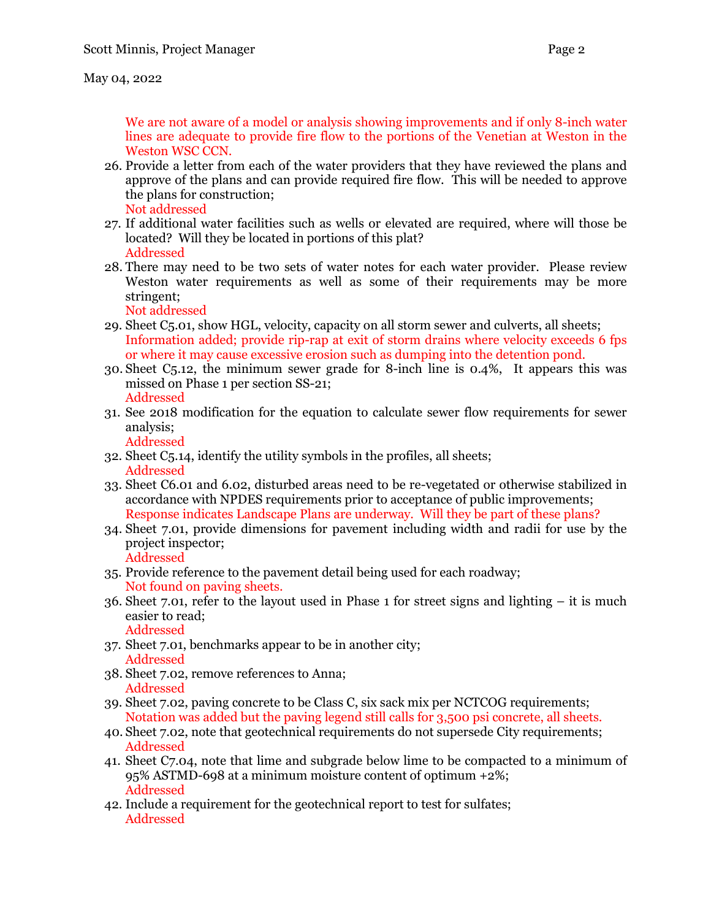We are not aware of a model or analysis showing improvements and if only 8-inch water lines are adequate to provide fire flow to the portions of the Venetian at Weston in the Weston WSC CCN.

26. Provide a letter from each of the water providers that they have reviewed the plans and approve of the plans and can provide required fire flow. This will be needed to approve the plans for construction;
    Not addressed
27. If additional water facilities such as wells or elevated are required, where will those be located? Will they be located in portions of this plat?
    Addressed
28. There may need to be two sets of water notes for each water provider. Please review Weston water requirements as well as some of their requirements may be more stringent;
    Not addressed
29. Sheet C5.01, show HGL, velocity, capacity on all storm sewer and culverts, all sheets;
    Information added; provide rip-rap at exit of storm drains where velocity exceeds 6 fps or where it may cause excessive erosion such as dumping into the detention pond.
30. Sheet C5.12, the minimum sewer grade for 8-inch line is 0.4%, It appears this was missed on Phase 1 per section SS-21;
    Addressed
31. See 2018 modification for the equation to calculate sewer flow requirements for sewer analysis;
    Addressed
32. Sheet C5.14, identify the utility symbols in the profiles, all sheets;
    Addressed
33. Sheet C6.01 and 6.02, disturbed areas need to be re-vegetated or otherwise stabilized in accordance with NPDES requirements prior to acceptance of public improvements;
    Response indicates Landscape Plans are underway. Will they be part of these plans?
34. Sheet 7.01, provide dimensions for pavement including width and radii for use by the project inspector;
    Addressed
35. Provide reference to the pavement detail being used for each roadway;
    Not found on paving sheets.
36. Sheet 7.01, refer to the layout used in Phase 1 for street signs and lighting – it is much easier to read;
    Addressed
37. Sheet 7.01, benchmarks appear to be in another city;
    Addressed
38. Sheet 7.02, remove references to Anna;
    Addressed
39. Sheet 7.02, paving concrete to be Class C, six sack mix per NCTCOG requirements;
    Notation was added but the paving legend still calls for 3,500 psi concrete, all sheets.
40. Sheet 7.02, note that geotechnical requirements do not supersede City requirements;
    Addressed
41. Sheet C7.04, note that lime and subgrade below lime to be compacted to a minimum of 95% ASTMD-698 at a minimum moisture content of optimum +2%;
    Addressed
42. Include a requirement for the geotechnical report to test for sulfates;
    Addressed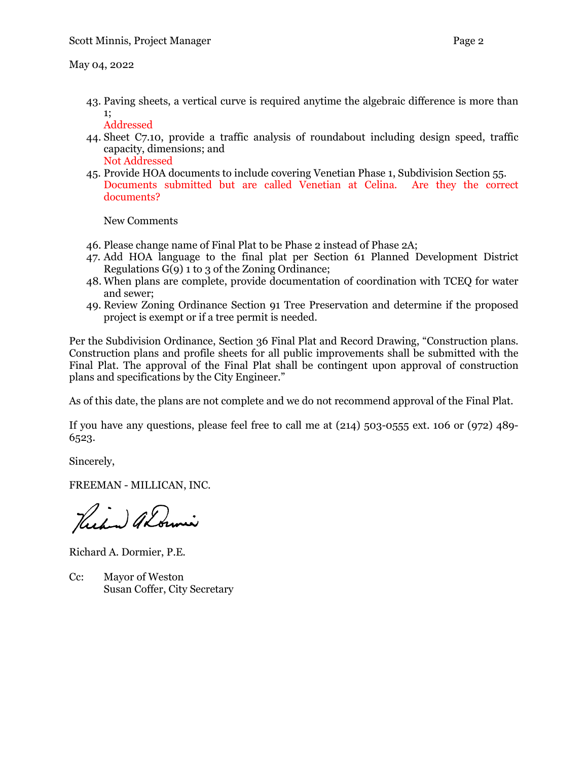43. Paving sheets, a vertical curve is required anytime the algebraic difference is more than 1;
    Addressed
44. Sheet C7.10, provide a traffic analysis of roundabout including design speed, traffic capacity, dimensions; and
    Not Addressed
45. Provide HOA documents to include covering Venetian Phase 1, Subdivision Section 55.
    Documents submitted but are called Venetian at Celina. Are they the correct documents?

    New Comments

46. Please change name of Final Plat to be Phase 2 instead of Phase 2A;
47. Add HOA language to the final plat per Section 61 Planned Development District Regulations G(9) 1 to 3 of the Zoning Ordinance;
48. When plans are complete, provide documentation of coordination with TCEQ for water and sewer;
49. Review Zoning Ordinance Section 91 Tree Preservation and determine if the proposed project is exempt or if a tree permit is needed.

Per the Subdivision Ordinance, Section 36 Final Plat and Record Drawing, "Construction plans. Construction plans and profile sheets for all public improvements shall be submitted with the Final Plat. The approval of the Final Plat shall be contingent upon approval of construction plans and specifications by the City Engineer."

As of this date, the plans are not complete and we do not recommend approval of the Final Plat.

If you have any questions, please feel free to call me at (214) 503-0555 ext. 106 or (972) 489-6523.

Sincerely,

FREEMAN - MILLICAN, INC.

Richard A. Dormier, P.E.

Cc: Mayor of Weston
    Susan Coffer, City Secretary